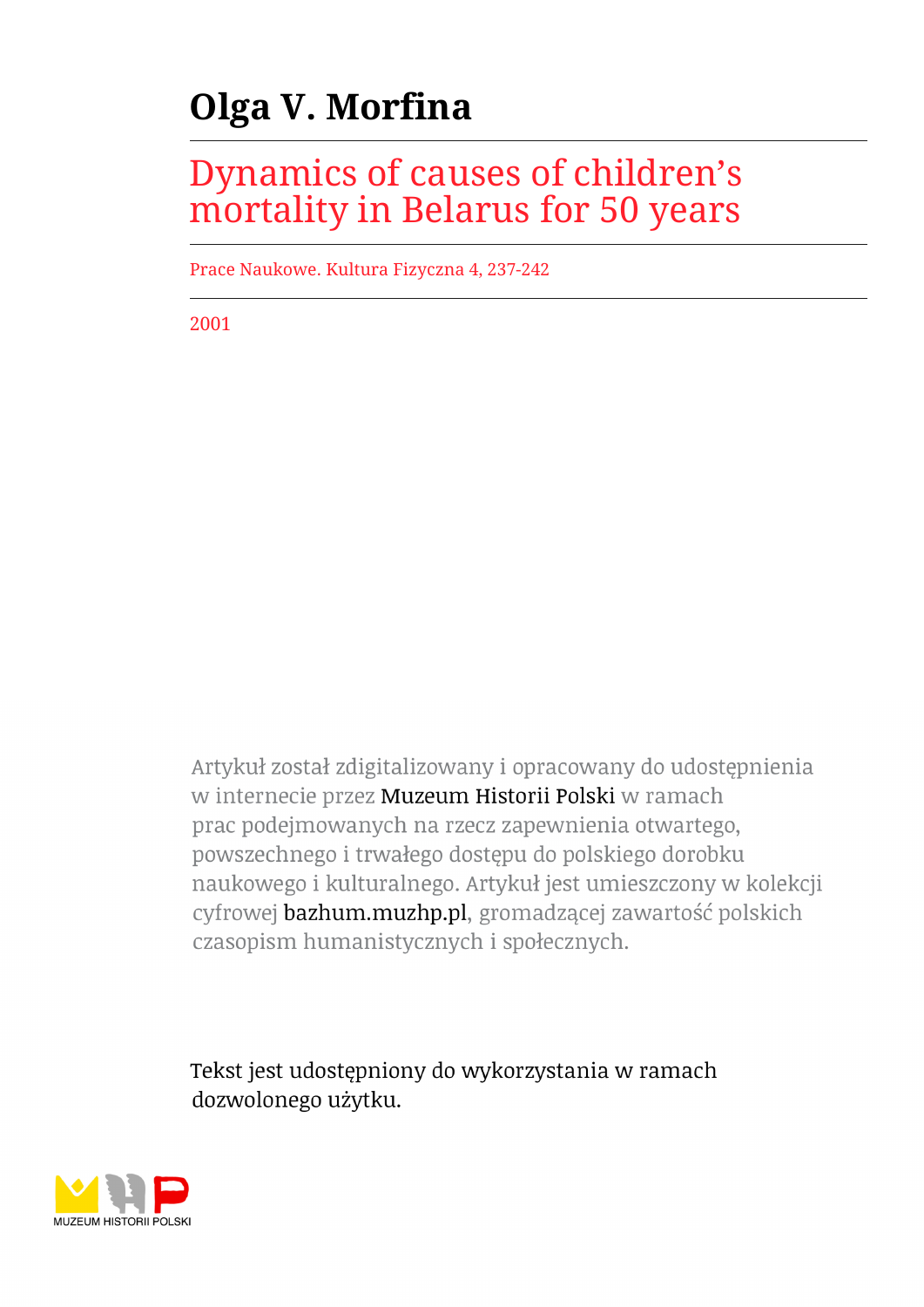# Olga V. Morfina

## Dynamics of causes of children's mortality in Belarus for 50 years

Prace Naukowe. Kultura Fizyczna 4, 237-242

2001

Artykuł został zdigitalizowany i opracowany do udostępnienia w internecie przez Muzeum Historii Polski w ramach prac podejmowanych na rzecz zapewnienia otwartego, powszechnego i trwałego dostępu do polskiego dorobku naukowego i kulturalnego. Artykuł jest umieszczony w kolekcji cyfrowej bazhum.muzhp.pl, gromadzącej zawartość polskich czasopism humanistycznych i społecznych.

Tekst jest udostępniony do wykorzystania w ramach dozwolonego użytku.

MUZEUM HISTORII POLSKI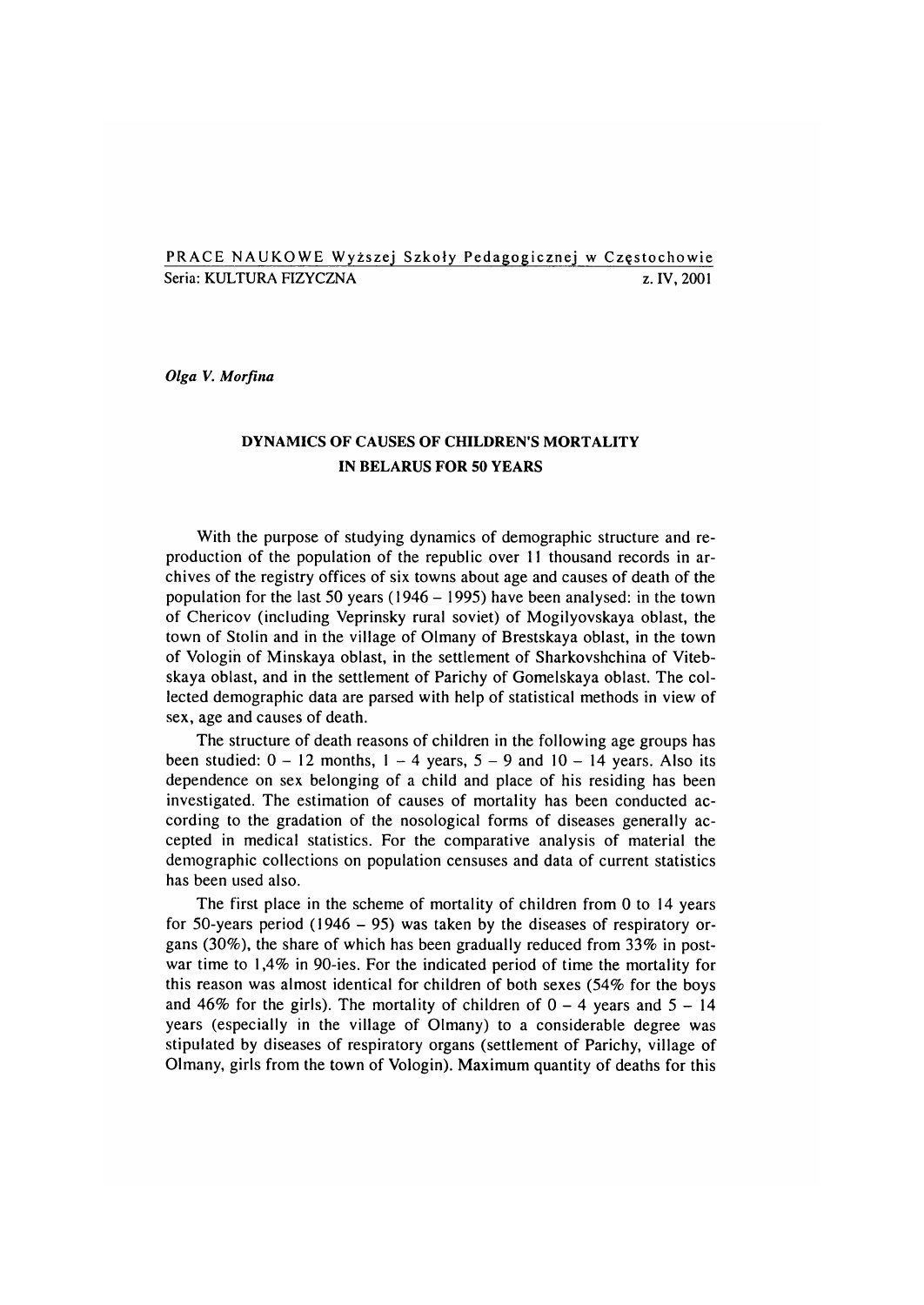PRACE NAUKOWE Wyższej Szkoły Pedagogicznej w Częstochowie
Seria: KULTURA FIZYCZNA z. IV, 2001

*Olga V. Morfina*

# DYNAMICS OF CAUSES OF CHILDREN'S MORTALITY IN BELARUS FOR 50 YEARS

With the purpose of studying dynamics of demographic structure and reproduction of the population of the republic over 11 thousand records in archives of the registry offices of six towns about age and causes of death of the population for the last 50 years (1946 – 1995) have been analysed: in the town of Chericov (including Veprinsky rural soviet) of Mogilyovskaya oblast, the town of Stolin and in the village of Olmany of Brestskaya oblast, in the town of Vologin of Minskaya oblast, in the settlement of Sharkovshchina of Vitebskaya oblast, and in the settlement of Parichy of Gomelskaya oblast. The collected demographic data are parsed with help of statistical methods in view of sex, age and causes of death.

The structure of death reasons of children in the following age groups has been studied: 0 – 12 months, 1 – 4 years, 5 – 9 and 10 – 14 years. Also its dependence on sex belonging of a child and place of his residing has been investigated. The estimation of causes of mortality has been conducted according to the gradation of the nosological forms of diseases generally accepted in medical statistics. For the comparative analysis of material the demographic collections on population censuses and data of current statistics has been used also.

The first place in the scheme of mortality of children from 0 to 14 years for 50-years period (1946 – 95) was taken by the diseases of respiratory organs (30%), the share of which has been gradually reduced from 33% in post-war time to 1,4% in 90-ies. For the indicated period of time the mortality for this reason was almost identical for children of both sexes (54% for the boys and 46% for the girls). The mortality of children of 0 – 4 years and 5 – 14 years (especially in the village of Olmany) to a considerable degree was stipulated by diseases of respiratory organs (settlement of Parichy, village of Olmany, girls from the town of Vologin). Maximum quantity of deaths for this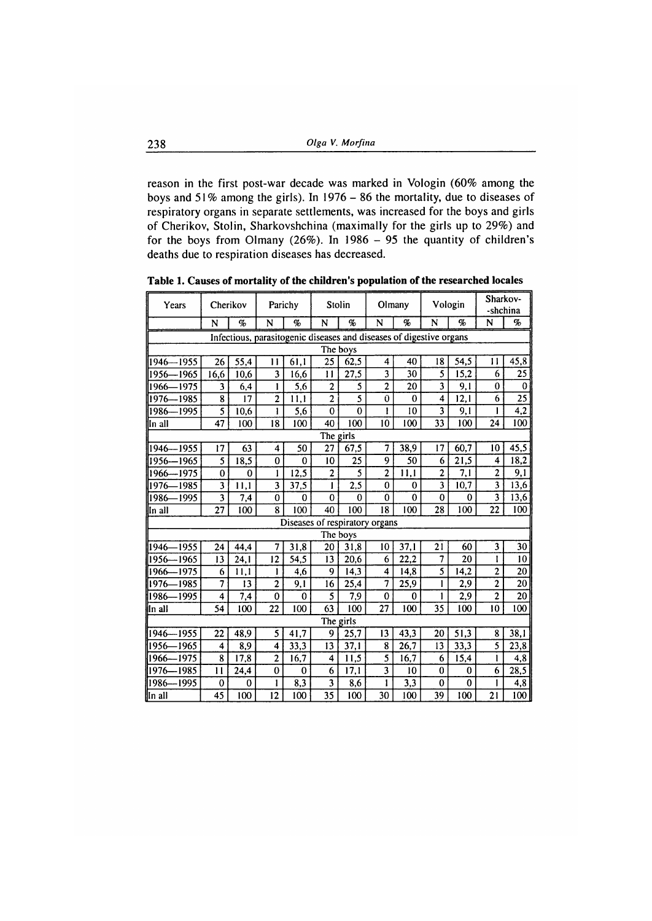reason in the first post-war decade was marked in Vologin (60% among the boys and 51% among the girls). In 1976 – 86 the mortality, due to diseases of respiratory organs in separate settlements, was increased for the boys and girls of Cherikov, Stolin, Sharkovshchina (maximally for the girls up to 29%) and for the boys from Olmany (26%). In 1986 – 95 the quantity of children's deaths due to respiration diseases has decreased.

**Table 1. Causes of mortality of the children's population of the researched locales**

| Years | Cherikov | | Parichy | | Stolin | | Olmany | | Vologin | | Sharkov-shchina | |
|---|---|---|---|---|---|---|---|---|---|---|---|---|
| | N | % | N | % | N | % | N | % | N | % | N | % |
| **Infectious, parasitogenic diseases and diseases of digestive organs** | | | | | | | | | | | | |
| **The boys** | | | | | | | | | | | | |
| 1946—1955 | 26 | 55,4 | 11 | 61,1 | 25 | 62,5 | 4 | 40 | 18 | 54,5 | 11 | 45,8 |
| 1956—1965 | 16,6 | 10,6 | 3 | 16,6 | 11 | 27,5 | 3 | 30 | 5 | 15,2 | 6 | 25 |
| 1966—1975 | 3 | 6,4 | 1 | 5,6 | 2 | 5 | 2 | 20 | 3 | 9,1 | 0 | 0 |
| 1976—1985 | 8 | 17 | 2 | 11,1 | 2 | 5 | 0 | 0 | 4 | 12,1 | 6 | 25 |
| 1986—1995 | 5 | 10,6 | 1 | 5,6 | 0 | 0 | 1 | 10 | 3 | 9,1 | 1 | 4,2 |
| In all | 47 | 100 | 18 | 100 | 40 | 100 | 10 | 100 | 33 | 100 | 24 | 100 |
| **The girls** | | | | | | | | | | | | |
| 1946—1955 | 17 | 63 | 4 | 50 | 27 | 67,5 | 7 | 38,9 | 17 | 60,7 | 10 | 45,5 |
| 1956—1965 | 5 | 18,5 | 0 | 0 | 10 | 25 | 9 | 50 | 6 | 21,5 | 4 | 18,2 |
| 1966—1975 | 0 | 0 | 1 | 12,5 | 2 | 5 | 2 | 11,1 | 2 | 7,1 | 2 | 9,1 |
| 1976—1985 | 3 | 11,1 | 3 | 37,5 | 1 | 2,5 | 0 | 0 | 3 | 10,7 | 3 | 13,6 |
| 1986—1995 | 3 | 7,4 | 0 | 0 | 0 | 0 | 0 | 0 | 0 | 0 | 3 | 13,6 |
| In all | 27 | 100 | 8 | 100 | 40 | 100 | 18 | 100 | 28 | 100 | 22 | 100 |
| **Diseases of respiratory organs** | | | | | | | | | | | | |
| **The boys** | | | | | | | | | | | | |
| 1946—1955 | 24 | 44,4 | 7 | 31,8 | 20 | 31,8 | 10 | 37,1 | 21 | 60 | 3 | 30 |
| 1956—1965 | 13 | 24,1 | 12 | 54,5 | 13 | 20,6 | 6 | 22,2 | 7 | 20 | 1 | 10 |
| 1966—1975 | 6 | 11,1 | 1 | 4,6 | 9 | 14,3 | 4 | 14,8 | 5 | 14,2 | 2 | 20 |
| 1976—1985 | 7 | 13 | 2 | 9,1 | 16 | 25,4 | 7 | 25,9 | 1 | 2,9 | 2 | 20 |
| 1986—1995 | 4 | 7,4 | 0 | 0 | 5 | 7,9 | 0 | 0 | 1 | 2,9 | 2 | 20 |
| In all | 54 | 100 | 22 | 100 | 63 | 100 | 27 | 100 | 35 | 100 | 10 | 100 |
| **The girls** | | | | | | | | | | | | |
| 1946—1955 | 22 | 48,9 | 5 | 41,7 | 9 | 25,7 | 13 | 43,3 | 20 | 51,3 | 8 | 38,1 |
| 1956—1965 | 4 | 8,9 | 4 | 33,3 | 13 | 37,1 | 8 | 26,7 | 13 | 33,3 | 5 | 23,8 |
| 1966—1975 | 8 | 17,8 | 2 | 16,7 | 4 | 11,5 | 5 | 16,7 | 6 | 15,4 | 1 | 4,8 |
| 1976—1985 | 11 | 24,4 | 0 | 0 | 6 | 17,1 | 3 | 10 | 0 | 0 | 6 | 28,5 |
| 1986—1995 | 0 | 0 | 1 | 8,3 | 3 | 8,6 | 1 | 3,3 | 0 | 0 | 1 | 4,8 |
| In all | 45 | 100 | 12 | 100 | 35 | 100 | 30 | 100 | 39 | 100 | 21 | 100 |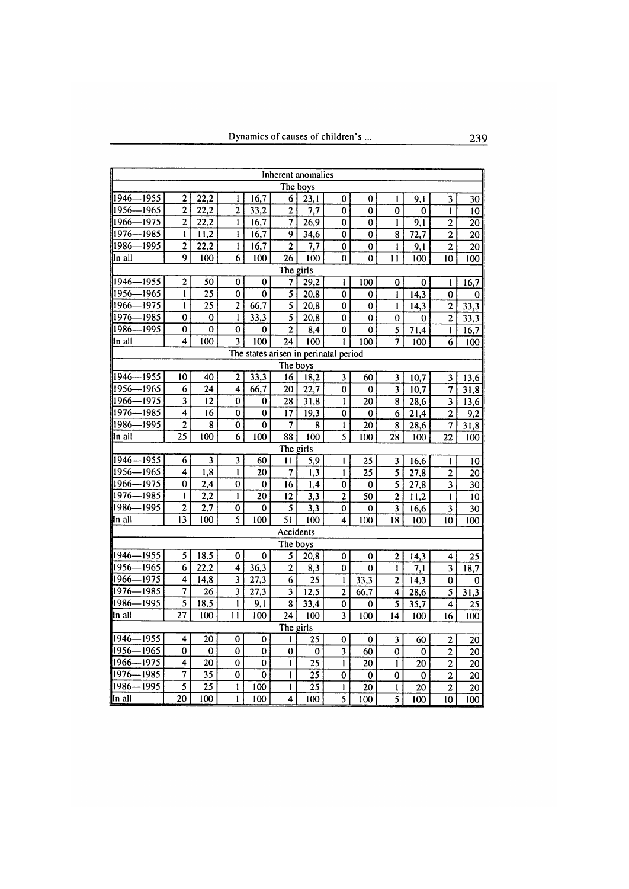| | | | | | | | | | | | | |
|---|---|---|---|---|---|---|---|---|---|---|---|---|
| Inherent anomalies | | | | | | | | | | | | |
| The boys | | | | | | | | | | | | |
| 1946—1955 | 2 | 22,2 | 1 | 16,7 | 6 | 23,1 | 0 | 0 | 1 | 9,1 | 3 | 30 |
| 1956—1965 | 2 | 22,2 | 2 | 33,2 | 2 | 7,7 | 0 | 0 | 0 | 0 | 1 | 10 |
| 1966—1975 | 2 | 22,2 | 1 | 16,7 | 7 | 26,9 | 0 | 0 | 1 | 9,1 | 2 | 20 |
| 1976—1985 | 1 | 11,2 | 1 | 16,7 | 9 | 34,6 | 0 | 0 | 8 | 72,7 | 2 | 20 |
| 1986—1995 | 2 | 22,2 | 1 | 16,7 | 2 | 7,7 | 0 | 0 | 1 | 9,1 | 2 | 20 |
| In all | 9 | 100 | 6 | 100 | 26 | 100 | 0 | 0 | 11 | 100 | 10 | 100 |
| The girls | | | | | | | | | | | | |
| 1946—1955 | 2 | 50 | 0 | 0 | 7 | 29,2 | 1 | 100 | 0 | 0 | 1 | 16,7 |
| 1956—1965 | 1 | 25 | 0 | 0 | 5 | 20,8 | 0 | 0 | 1 | 14,3 | 0 | 0 |
| 1966—1975 | 1 | 25 | 2 | 66,7 | 5 | 20,8 | 0 | 0 | 1 | 14,3 | 2 | 33,3 |
| 1976—1985 | 0 | 0 | 1 | 33,3 | 5 | 20,8 | 0 | 0 | 0 | 0 | 2 | 33,3 |
| 1986—1995 | 0 | 0 | 0 | 0 | 2 | 8,4 | 0 | 0 | 5 | 71,4 | 1 | 16,7 |
| In all | 4 | 100 | 3 | 100 | 24 | 100 | 1 | 100 | 7 | 100 | 6 | 100 |
| The states arisen in perinatal period | | | | | | | | | | | | |
| The boys | | | | | | | | | | | | |
| 1946—1955 | 10 | 40 | 2 | 33,3 | 16 | 18,2 | 3 | 60 | 3 | 10,7 | 3 | 13,6 |
| 1956—1965 | 6 | 24 | 4 | 66,7 | 20 | 22,7 | 0 | 0 | 3 | 10,7 | 7 | 31,8 |
| 1966—1975 | 3 | 12 | 0 | 0 | 28 | 31,8 | 1 | 20 | 8 | 28,6 | 3 | 13,6 |
| 1976—1985 | 4 | 16 | 0 | 0 | 17 | 19,3 | 0 | 0 | 6 | 21,4 | 2 | 9,2 |
| 1986—1995 | 2 | 8 | 0 | 0 | 7 | 8 | 1 | 20 | 8 | 28,6 | 7 | 31,8 |
| In all | 25 | 100 | 6 | 100 | 88 | 100 | 5 | 100 | 28 | 100 | 22 | 100 |
| The girls | | | | | | | | | | | | |
| 1946—1955 | 6 | 3 | 3 | 60 | 11 | 5,9 | 1 | 25 | 3 | 16,6 | 1 | 10 |
| 1956—1965 | 4 | 1,8 | 1 | 20 | 7 | 1,3 | 1 | 25 | 5 | 27,8 | 2 | 20 |
| 1966—1975 | 0 | 2,4 | 0 | 0 | 16 | 1,4 | 0 | 0 | 5 | 27,8 | 3 | 30 |
| 1976—1985 | 1 | 2,2 | 1 | 20 | 12 | 3,3 | 2 | 50 | 2 | 11,2 | 1 | 10 |
| 1986—1995 | 2 | 2,7 | 0 | 0 | 5 | 3,3 | 0 | 0 | 3 | 16,6 | 3 | 30 |
| In all | 13 | 100 | 5 | 100 | 51 | 100 | 4 | 100 | 18 | 100 | 10 | 100 |
| Accidents | | | | | | | | | | | | |
| The boys | | | | | | | | | | | | |
| 1946—1955 | 5 | 18,5 | 0 | 0 | 5 | 20,8 | 0 | 0 | 2 | 14,3 | 4 | 25 |
| 1956—1965 | 6 | 22,2 | 4 | 36,3 | 2 | 8,3 | 0 | 0 | 1 | 7,1 | 3 | 18,7 |
| 1966—1975 | 4 | 14,8 | 3 | 27,3 | 6 | 25 | 1 | 33,3 | 2 | 14,3 | 0 | 0 |
| 1976—1985 | 7 | 26 | 3 | 27,3 | 3 | 12,5 | 2 | 66,7 | 4 | 28,6 | 5 | 31,3 |
| 1986—1995 | 5 | 18,5 | 1 | 9,1 | 8 | 33,4 | 0 | 0 | 5 | 35,7 | 4 | 25 |
| In all | 27 | 100 | 11 | 100 | 24 | 100 | 3 | 100 | 14 | 100 | 16 | 100 |
| The girls | | | | | | | | | | | | |
| 1946—1955 | 4 | 20 | 0 | 0 | 1 | 25 | 0 | 0 | 3 | 60 | 2 | 20 |
| 1956—1965 | 0 | 0 | 0 | 0 | 0 | 0 | 3 | 60 | 0 | 0 | 2 | 20 |
| 1966—1975 | 4 | 20 | 0 | 0 | 1 | 25 | 1 | 20 | 1 | 20 | 2 | 20 |
| 1976—1985 | 7 | 35 | 0 | 0 | 1 | 25 | 0 | 0 | 0 | 0 | 2 | 20 |
| 1986—1995 | 5 | 25 | 1 | 100 | 1 | 25 | 1 | 20 | 1 | 20 | 2 | 20 |
| In all | 20 | 100 | 1 | 100 | 4 | 100 | 5 | 100 | 5 | 100 | 10 | 100 |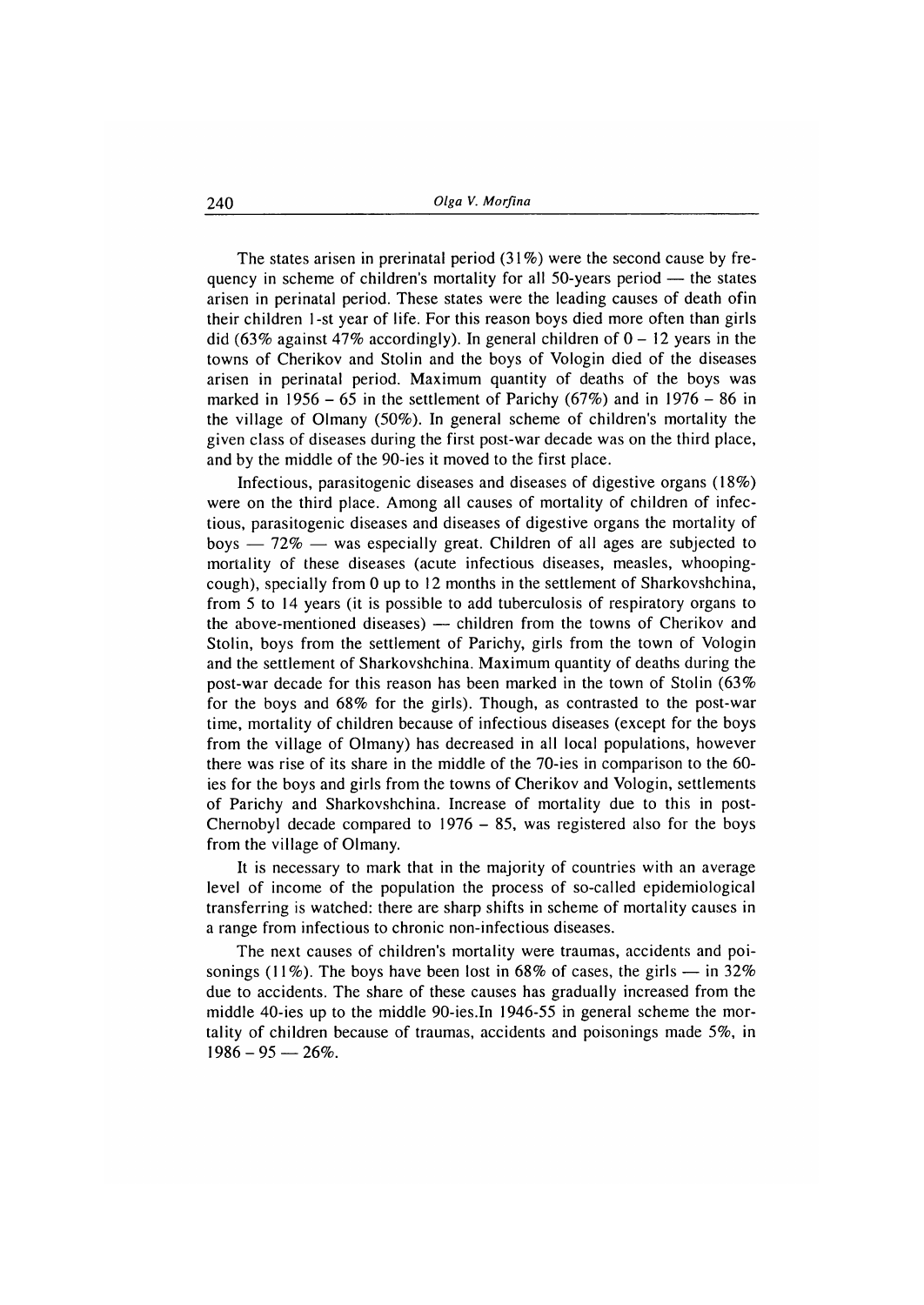The states arisen in prerinatal period (31%) were the second cause by frequency in scheme of children's mortality for all 50-years period — the states arisen in perinatal period. These states were the leading causes of death ofin their children 1-st year of life. For this reason boys died more often than girls did (63% against 47% accordingly). In general children of 0 – 12 years in the towns of Cherikov and Stolin and the boys of Vologin died of the diseases arisen in perinatal period. Maximum quantity of deaths of the boys was marked in 1956 – 65 in the settlement of Parichy (67%) and in 1976 – 86 in the village of Olmany (50%). In general scheme of children's mortality the given class of diseases during the first post-war decade was on the third place, and by the middle of the 90-ies it moved to the first place.

Infectious, parasitogenic diseases and diseases of digestive organs (18%) were on the third place. Among all causes of mortality of children of infectious, parasitogenic diseases and diseases of digestive organs the mortality of boys — 72% — was especially great. Children of all ages are subjected to mortality of these diseases (acute infectious diseases, measles, whooping-cough), specially from 0 up to 12 months in the settlement of Sharkovshchina, from 5 to 14 years (it is possible to add tuberculosis of respiratory organs to the above-mentioned diseases) — children from the towns of Cherikov and Stolin, boys from the settlement of Parichy, girls from the town of Vologin and the settlement of Sharkovshchina. Maximum quantity of deaths during the post-war decade for this reason has been marked in the town of Stolin (63% for the boys and 68% for the girls). Though, as contrasted to the post-war time, mortality of children because of infectious diseases (except for the boys from the village of Olmany) has decreased in all local populations, however there was rise of its share in the middle of the 70-ies in comparison to the 60-ies for the boys and girls from the towns of Cherikov and Vologin, settlements of Parichy and Sharkovshchina. Increase of mortality due to this in post-Chernobyl decade compared to 1976 – 85, was registered also for the boys from the village of Olmany.

It is necessary to mark that in the majority of countries with an average level of income of the population the process of so-called epidemiological transferring is watched: there are sharp shifts in scheme of mortality causes in a range from infectious to chronic non-infectious diseases.

The next causes of children's mortality were traumas, accidents and poisonings (11%). The boys have been lost in 68% of cases, the girls — in 32% due to accidents. The share of these causes has gradually increased from the middle 40-ies up to the middle 90-ies.In 1946-55 in general scheme the mortality of children because of traumas, accidents and poisonings made 5%, in 1986 – 95 — 26%.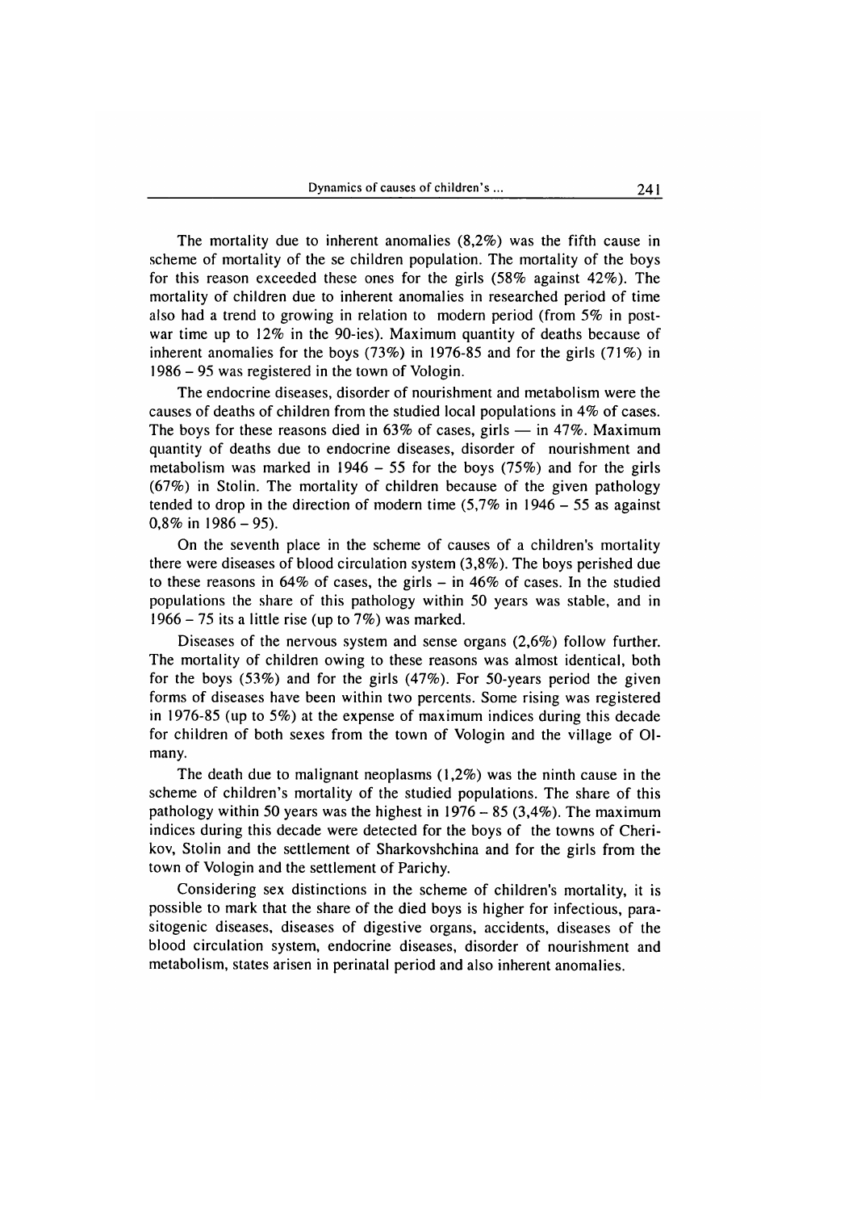The mortality due to inherent anomalies (8,2%) was the fifth cause in scheme of mortality of the se children population. The mortality of the boys for this reason exceeded these ones for the girls (58% against 42%). The mortality of children due to inherent anomalies in researched period of time also had a trend to growing in relation to modern period (from 5% in post-war time up to 12% in the 90-ies). Maximum quantity of deaths because of inherent anomalies for the boys (73%) in 1976-85 and for the girls (71%) in 1986 – 95 was registered in the town of Vologin.

The endocrine diseases, disorder of nourishment and metabolism were the causes of deaths of children from the studied local populations in 4% of cases. The boys for these reasons died in 63% of cases, girls — in 47%. Maximum quantity of deaths due to endocrine diseases, disorder of nourishment and metabolism was marked in 1946 – 55 for the boys (75%) and for the girls (67%) in Stolin. The mortality of children because of the given pathology tended to drop in the direction of modern time (5,7% in 1946 – 55 as against 0,8% in 1986 – 95).

On the seventh place in the scheme of causes of a children's mortality there were diseases of blood circulation system (3,8%). The boys perished due to these reasons in 64% of cases, the girls – in 46% of cases. In the studied populations the share of this pathology within 50 years was stable, and in 1966 – 75 its a little rise (up to 7%) was marked.

Diseases of the nervous system and sense organs (2,6%) follow further. The mortality of children owing to these reasons was almost identical, both for the boys (53%) and for the girls (47%). For 50-years period the given forms of diseases have been within two percents. Some rising was registered in 1976-85 (up to 5%) at the expense of maximum indices during this decade for children of both sexes from the town of Vologin and the village of Olmany.

The death due to malignant neoplasms (1,2%) was the ninth cause in the scheme of children's mortality of the studied populations. The share of this pathology within 50 years was the highest in 1976 – 85 (3,4%). The maximum indices during this decade were detected for the boys of the towns of Cherikov, Stolin and the settlement of Sharkovshchina and for the girls from the town of Vologin and the settlement of Parichy.

Considering sex distinctions in the scheme of children's mortality, it is possible to mark that the share of the died boys is higher for infectious, parasitogenic diseases, diseases of digestive organs, accidents, diseases of the blood circulation system, endocrine diseases, disorder of nourishment and metabolism, states arisen in perinatal period and also inherent anomalies.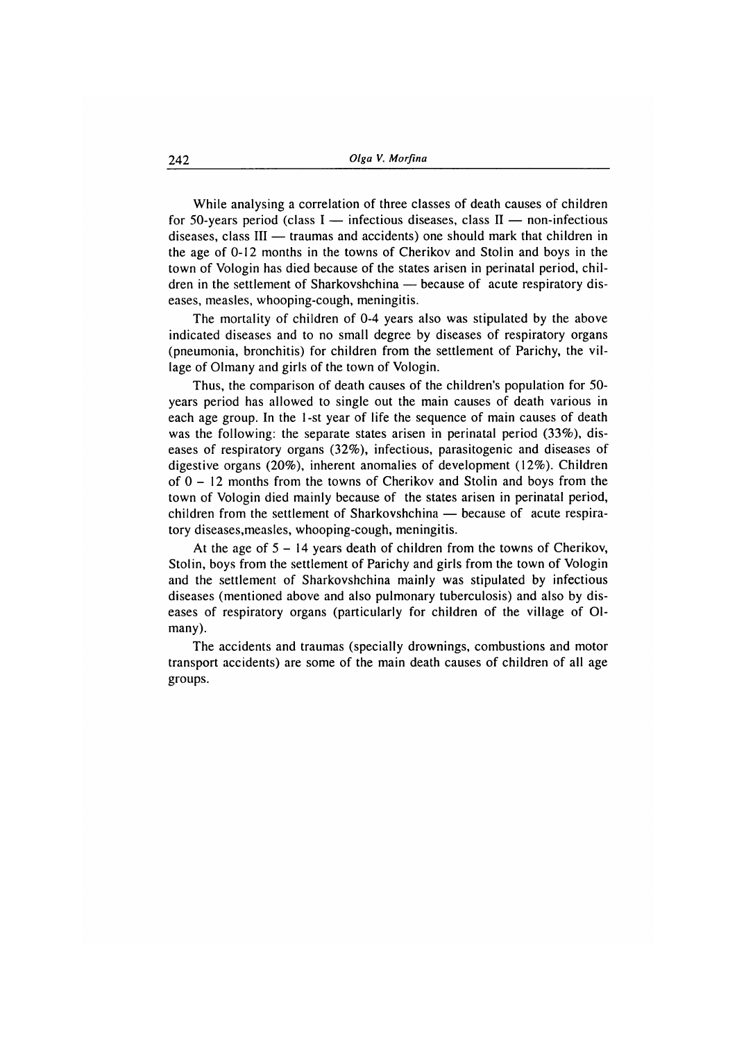While analysing a correlation of three classes of death causes of children for 50-years period (class I — infectious diseases, class II — non-infectious diseases, class III — traumas and accidents) one should mark that children in the age of 0-12 months in the towns of Cherikov and Stolin and boys in the town of Vologin has died because of the states arisen in perinatal period, children in the settlement of Sharkovshchina — because of acute respiratory diseases, measles, whooping-cough, meningitis.

The mortality of children of 0-4 years also was stipulated by the above indicated diseases and to no small degree by diseases of respiratory organs (pneumonia, bronchitis) for children from the settlement of Parichy, the village of Olmany and girls of the town of Vologin.

Thus, the comparison of death causes of the children's population for 50-years period has allowed to single out the main causes of death various in each age group. In the 1-st year of life the sequence of main causes of death was the following: the separate states arisen in perinatal period (33%), diseases of respiratory organs (32%), infectious, parasitogenic and diseases of digestive organs (20%), inherent anomalies of development (12%). Children of 0 – 12 months from the towns of Cherikov and Stolin and boys from the town of Vologin died mainly because of the states arisen in perinatal period, children from the settlement of Sharkovshchina — because of acute respiratory diseases,measles, whooping-cough, meningitis.

At the age of 5 – 14 years death of children from the towns of Cherikov, Stolin, boys from the settlement of Parichy and girls from the town of Vologin and the settlement of Sharkovshchina mainly was stipulated by infectious diseases (mentioned above and also pulmonary tuberculosis) and also by diseases of respiratory organs (particularly for children of the village of Olmany).

The accidents and traumas (specially drownings, combustions and motor transport accidents) are some of the main death causes of children of all age groups.